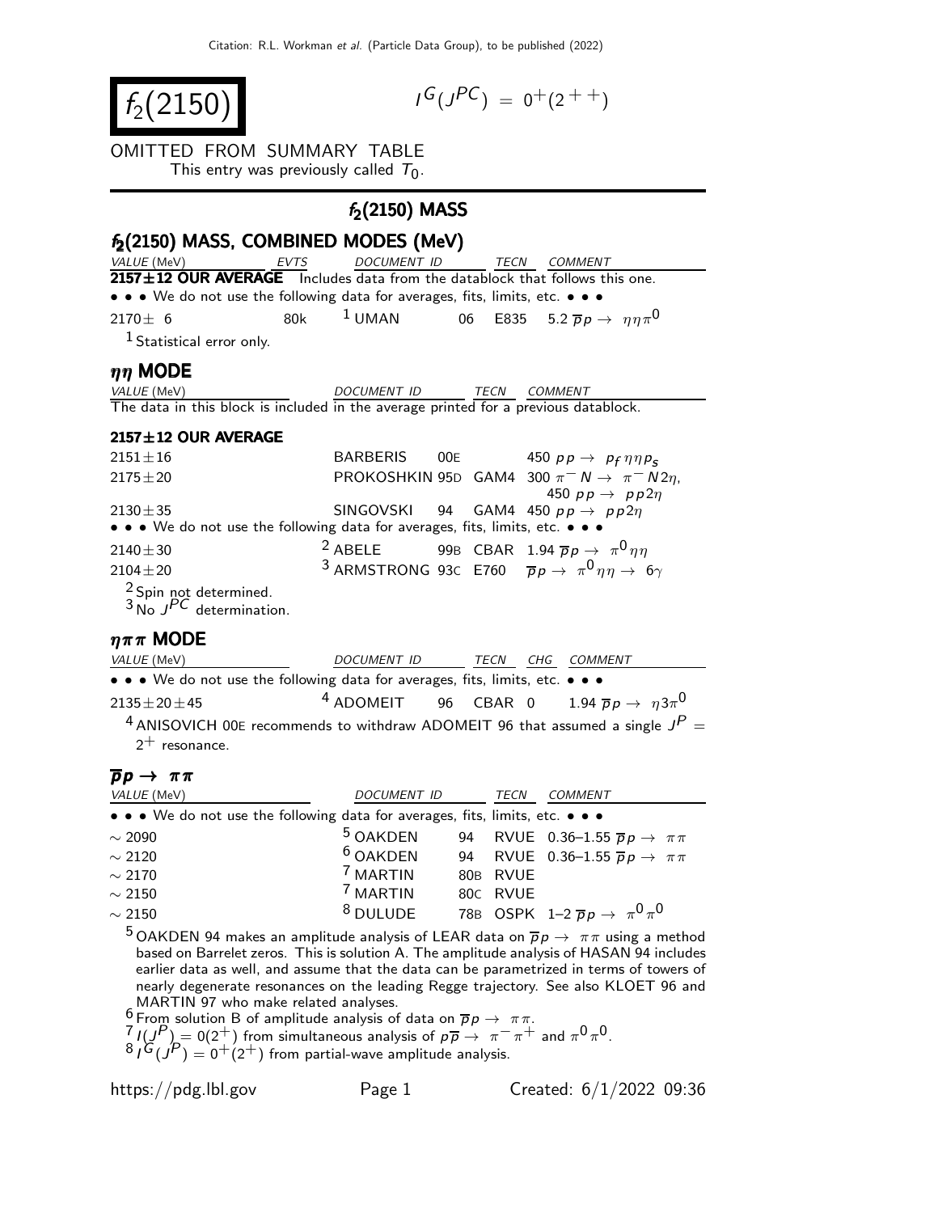# $f_2(2150)$

$I^G(J^{PC}) = 0^+(2^{++})$

OMITTED FROM SUMMARY TABLE

This entry was previously called $T_0$.

## $f_2(2150)$ MASS

### $f_2(2150)$ MASS, COMBINED MODES (MeV)

| VALUE (MeV) | EVTS | DOCUMENT ID | | TECN | COMMENT |
|---|---|---|---|---|---|
| **2157±12 OUR AVERAGE** Includes data from the datablock that follows this one. | | | | | |
| • • • We do not use the following data for averages, fits, limits, etc. • • • | | | | | |
| $2170 \pm 6$ | 80k | [1] UMAN | 06 | E835 | $5.2\ \overline{p}p \to \eta\eta\pi^0$ |

[1] Statistical error only.

### $\eta\eta$ MODE

| VALUE (MeV) | DOCUMENT ID | | TECN | COMMENT |
|---|---|---|---|---|
| The data in this block is included in the average printed for a previous datablock. | | | | |
| **2157±12 OUR AVERAGE** | | | | |
| $2151 \pm 16$ | BARBERIS | 00E | | $450\ pp \to p_f \eta\eta p_s$ |
| $2175 \pm 20$ | PROKOSHKIN | 95D | GAM4 | $300\ \pi^- N \to \pi^- N 2\eta$, $450\ pp \to pp2\eta$ |
| $2130 \pm 35$ | SINGOVSKI | 94 | GAM4 | $450\ pp \to pp2\eta$ |
| • • • We do not use the following data for averages, fits, limits, etc. • • • | | | | |
| $2140 \pm 30$ | [2] ABELE | 99B | CBAR | $1.94\ \overline{p}p \to \pi^0\eta\eta$ |
| $2104 \pm 20$ | [3] ARMSTRONG | 93C | E760 | $\overline{p}p \to \pi^0\eta\eta \to 6\gamma$ |

[2] Spin not determined.
[3] No $J^{PC}$ determination.

### $\eta\pi\pi$ MODE

| VALUE (MeV) | DOCUMENT ID | | TECN | CHG | COMMENT |
|---|---|---|---|---|---|
| • • • We do not use the following data for averages, fits, limits, etc. • • • | | | | | |
| $2135 \pm 20 \pm 45$ | [4] ADOMEIT | 96 | CBAR | 0 | $1.94\ \overline{p}p \to \eta 3\pi^0$ |

[4] ANISOVICH 00E recommends to withdraw ADOMEIT 96 that assumed a single $J^P = 2^+$ resonance.

### $\overline{p}p \to \pi\pi$

| VALUE (MeV) | DOCUMENT ID | | TECN | COMMENT |
|---|---|---|---|---|
| • • • We do not use the following data for averages, fits, limits, etc. • • • | | | | |
| $\sim 2090$ | [5] OAKDEN | 94 | RVUE | $0.36$–$1.55\ \overline{p}p \to \pi\pi$ |
| $\sim 2120$ | [6] OAKDEN | 94 | RVUE | $0.36$–$1.55\ \overline{p}p \to \pi\pi$ |
| $\sim 2170$ | [7] MARTIN | 80B | RVUE | |
| $\sim 2150$ | [7] MARTIN | 80C | RVUE | |
| $\sim 2150$ | [8] DULUDE | 78B | OSPK | $1$–$2\ \overline{p}p \to \pi^0\pi^0$ |

[5] OAKDEN 94 makes an amplitude analysis of LEAR data on $\overline{p}p \to \pi\pi$ using a method based on Barrelet zeros. This is solution A. The amplitude analysis of HASAN 94 includes earlier data as well, and assume that the data can be parametrized in terms of towers of nearly degenerate resonances on the leading Regge trajectory. See also KLOET 96 and MARTIN 97 who make related analyses.

[6] From solution B of amplitude analysis of data on $\overline{p}p \to \pi\pi$.

[7] $I(J^P) = 0(2^+)$ from simultaneous analysis of $p\overline{p} \to \pi^-\pi^+$ and $\pi^0\pi^0$.

[8] $I^G(J^P) = 0^+(2^+)$ from partial-wave amplitude analysis.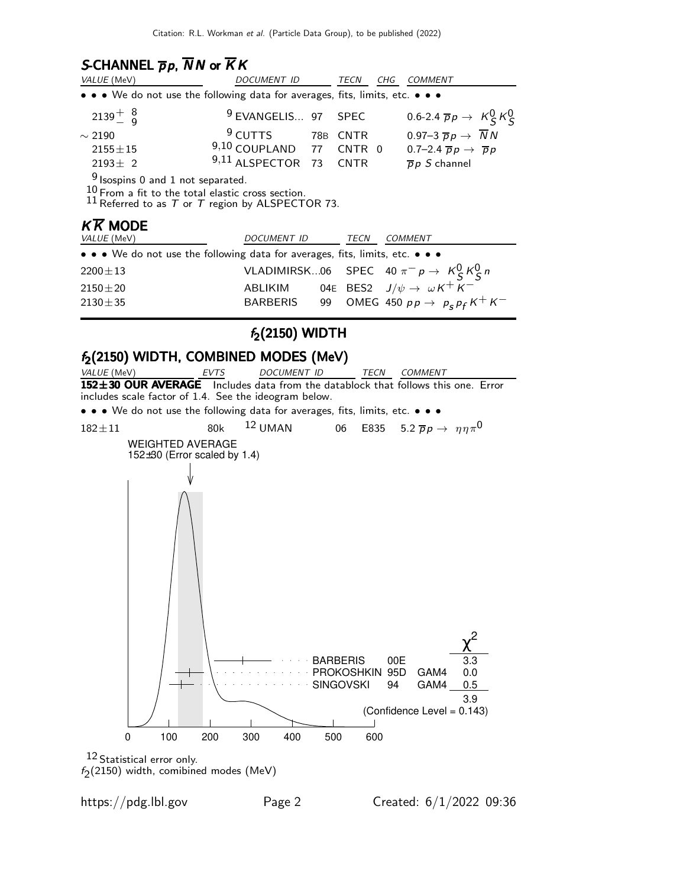## S-CHANNEL $\overline{p}p$, $\overline{N}N$ or $\overline{K}K$

| VALUE (MeV) | DOCUMENT ID | | TECN | CHG | COMMENT |
|---|---|---|---|---|---|
| • • • We do not use the following data for averages, fits, limits, etc. • • • | | | | | |
| $2139^{+\ 8}_{-\ 9}$ | [9] EVANGELIS... | 97 | SPEC | | 0.6-2.4 $\overline{p}p \rightarrow K^0_S K^0_S$ |
| $\sim 2190$ | [9] CUTTS | 78B | CNTR | | 0.97–3 $\overline{p}p \rightarrow \overline{N}N$ |
| $2155 \pm 15$ | [9,10] COUPLAND | 77 | CNTR | 0 | 0.7–2.4 $\overline{p}p \rightarrow \overline{p}p$ |
| $2193 \pm 2$ | [9,11] ALSPECTOR | 73 | CNTR | | $\overline{p}p$ S channel |

[9] Isospins 0 and 1 not separated.
[10] From a fit to the total elastic cross section.
[11] Referred to as $T$ or $T$ region by ALSPECTOR 73.

## $K\overline{K}$ MODE

| VALUE (MeV) | DOCUMENT ID | | TECN | COMMENT |
|---|---|---|---|---|
| • • • We do not use the following data for averages, fits, limits, etc. • • • | | | | |
| $2200 \pm 13$ | VLADIMIRSK... | 06 | SPEC | 40 $\pi^- p \rightarrow K^0_S K^0_S n$ |
| $2150 \pm 20$ | ABLIKIM | 04E | BES2 | $J/\psi \rightarrow \omega K^+ K^-$ |
| $2130 \pm 35$ | BARBERIS | 99 | OMEG | 450 $pp \rightarrow p_s p_f K^+ K^-$ |

# $f_2(2150)$ WIDTH

## $f_2(2150)$ WIDTH, COMBINED MODES (MeV)

| VALUE (MeV) | EVTS | DOCUMENT ID | | TECN | COMMENT |
|---|---|---|---|---|---|
| **152±30 OUR AVERAGE** Includes data from the datablock that follows this one. Error includes scale factor of 1.4. See the ideogram below. | | | | | |
| • • • We do not use the following data for averages, fits, limits, etc. • • • | | | | | |
| $182 \pm 11$ | 80k | [12] UMAN | 06 | E835 | 5.2 $\overline{p}p \rightarrow \eta\eta\pi^0$ |

WEIGHTED AVERAGE
152±30 (Error scaled by 1.4)

| | | | $\chi^2$ |
|---|---|---|---|
| BARBERIS | 00E | | 3.3 |
| PROKOSHKIN | 95D | GAM4 | 0.0 |
| SINGOVSKI | 94 | GAM4 | 0.5 |
| | | | 3.9 |

(Confidence Level = 0.143)

[12] Statistical error only.

$f_2(2150)$ width, comibined modes (MeV)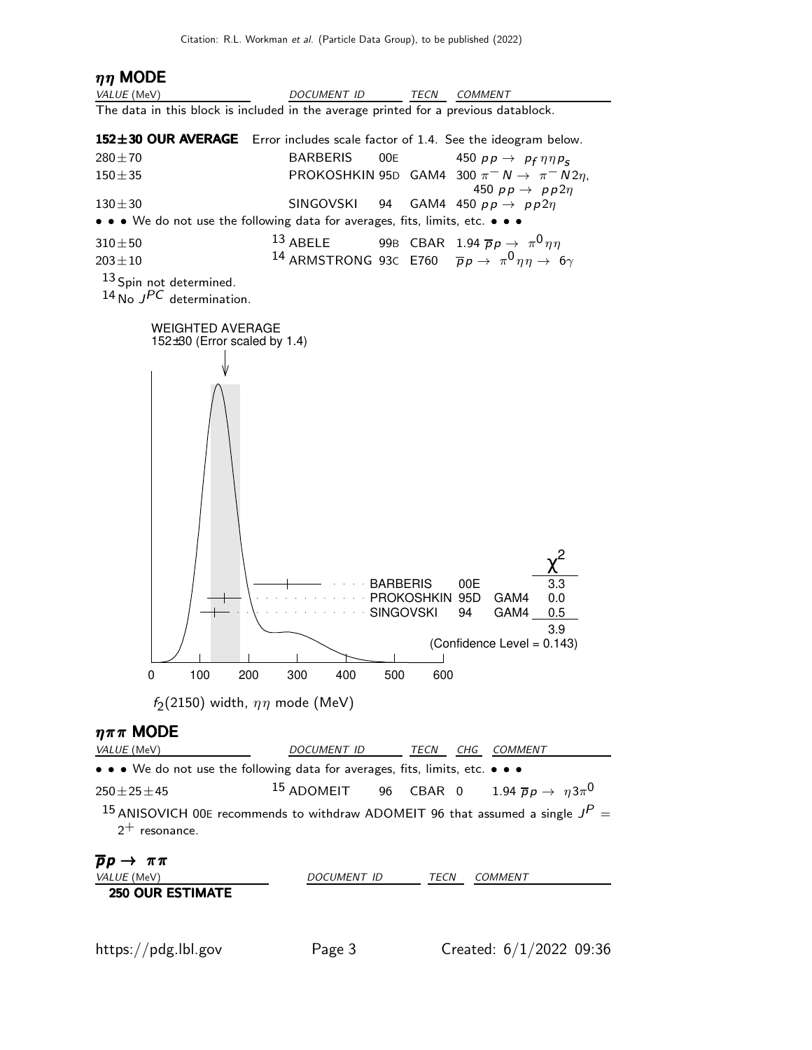### $\eta\eta$ MODE

| VALUE (MeV) | DOCUMENT ID | | TECN | COMMENT |
|---|---|---|---|---|
| The data in this block is included in the average printed for a previous datablock. | | | | |
| **152±30 OUR AVERAGE** Error includes scale factor of 1.4. See the ideogram below. | | | | |
| 280±70 | BARBERIS | 00E | | 450 $pp \rightarrow p_f \eta\eta p_s$ |
| 150±35 | PROKOSHKIN | 95D | GAM4 | 300 $\pi^- N \rightarrow \pi^- N 2\eta$, 450 $pp \rightarrow pp2\eta$ |
| 130±30 | SINGOVSKI | 94 | GAM4 | 450 $pp \rightarrow pp2\eta$ |
| • • • We do not use the following data for averages, fits, limits, etc. • • • | | | | |
| 310±50 | [13] ABELE | 99B | CBAR | 1.94 $\overline{p}p \rightarrow \pi^0\eta\eta$ |
| 203±10 | [14] ARMSTRONG | 93C | E760 | $\overline{p}p \rightarrow \pi^0\eta\eta \rightarrow 6\gamma$ |

[13] Spin not determined.
[14] No $J^{PC}$ determination.

WEIGHTED AVERAGE
152±30 (Error scaled by 1.4)

| | | | $\chi^2$ |
|---|---|---|---|
| BARBERIS | 00E | | 3.3 |
| PROKOSHKIN | 95D | GAM4 | 0.0 |
| SINGOVSKI | 94 | GAM4 | 0.5 |
| | | | 3.9 |

(Confidence Level = 0.143)

$f_2(2150)$ width, $\eta\eta$ mode (MeV)

### $\eta\pi\pi$ MODE

| VALUE (MeV) | DOCUMENT ID | | TECN | CHG | COMMENT |
|---|---|---|---|---|---|
| • • • We do not use the following data for averages, fits, limits, etc. • • • | | | | | |
| 250±25±45 | [15] ADOMEIT | 96 | CBAR | 0 | 1.94 $\overline{p}p \rightarrow \eta 3\pi^0$ |

[15] ANISOVICH 00E recommends to withdraw ADOMEIT 96 that assumed a single $J^P = 2^+$ resonance.

### $\overline{p}p \rightarrow \pi\pi$

| VALUE (MeV) | DOCUMENT ID | TECN | COMMENT |
|---|---|---|---|
| **250 OUR ESTIMATE** | | | |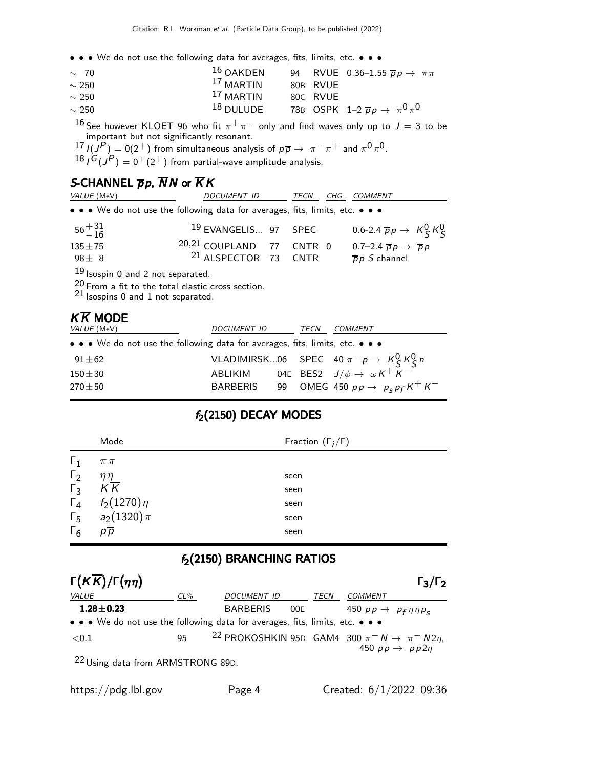• • • We do not use the following data for averages, fits, limits, etc. • • •

| | | | | |
|---|---|---|---|---|
| ∼ 70 | [16] OAKDEN | 94 | RVUE | 0.36–1.55 $\overline{p}p \to \pi\pi$ |
| ∼ 250 | [17] MARTIN | 80B | RVUE | |
| ∼ 250 | [17] MARTIN | 80C | RVUE | |
| ∼ 250 | [18] DULUDE | 78B | OSPK | 1–2 $\overline{p}p \to \pi^0\pi^0$ |

[16] See however KLOET 96 who fit $\pi^+\pi^-$ only and find waves only up to $J = 3$ to be important but not significantly resonant.

[17] $I(J^P) = 0(2^+)$ from simultaneous analysis of $p\overline{p} \to \pi^-\pi^+$ and $\pi^0\pi^0$.

[18] $I^G(J^P) = 0^+(2^+)$ from partial-wave amplitude analysis.

## S-CHANNEL $\overline{p}p$, $\overline{N}N$ or $\overline{K}K$

| VALUE (MeV) | DOCUMENT ID | | TECN | CHG | COMMENT |
|---|---|---|---|---|---|
| • • • We do not use the following data for averages, fits, limits, etc. • • • | | | | | |
| $56^{+31}_{-16}$ | [19] EVANGELIS... | 97 | SPEC | | 0.6-2.4 $\overline{p}p \to K^0_S K^0_S$ |
| $135 \pm 75$ | [20,21] COUPLAND | 77 | CNTR | 0 | 0.7–2.4 $\overline{p}p \to \overline{p}p$ |
| $98 \pm 8$ | [21] ALSPECTOR | 73 | CNTR | | $\overline{p}p$ S channel |

[19] Isospin 0 and 2 not separated.

[20] From a fit to the total elastic cross section.

[21] Isospins 0 and 1 not separated.

## $K\overline{K}$ MODE

| VALUE (MeV) | DOCUMENT ID | | TECN | COMMENT |
|---|---|---|---|---|
| • • • We do not use the following data for averages, fits, limits, etc. • • • | | | | |
| $91 \pm 62$ | VLADIMIRSK... | 06 | SPEC | 40 $\pi^- p \to K^0_S K^0_S n$ |
| $150 \pm 30$ | ABLIKIM | 04E | BES2 | $J/\psi \to \omega K^+ K^-$ |
| $270 \pm 50$ | BARBERIS | 99 | OMEG | 450 $pp \to p_s p_f K^+ K^-$ |

## $f_2(2150)$ DECAY MODES

| | Mode | Fraction ($\Gamma_i/\Gamma$) |
|---|---|---|
| $\Gamma_1$ | $\pi\pi$ | |
| $\Gamma_2$ | $\eta\eta$ | seen |
| $\Gamma_3$ | $K\overline{K}$ | seen |
| $\Gamma_4$ | $f_2(1270)\eta$ | seen |
| $\Gamma_5$ | $a_2(1320)\pi$ | seen |
| $\Gamma_6$ | $p\overline{p}$ | seen |

## $f_2(2150)$ BRANCHING RATIOS

### $\Gamma(K\overline{K})/\Gamma(\eta\eta)$ $\qquad\qquad$ $\Gamma_3/\Gamma_2$

| VALUE | CL% | DOCUMENT ID | | TECN | COMMENT |
|---|---|---|---|---|---|
| **1.28±0.23** | | BARBERIS | 00E | | 450 $pp \to p_f \eta\eta p_s$ |
| • • • We do not use the following data for averages, fits, limits, etc. • • • | | | | | |
| <0.1 | 95 | [22] PROKOSHKIN | 95D | GAM4 | 300 $\pi^- N \to \pi^- N 2\eta$, 450 $pp \to pp2\eta$ |

[22] Using data from ARMSTRONG 89D.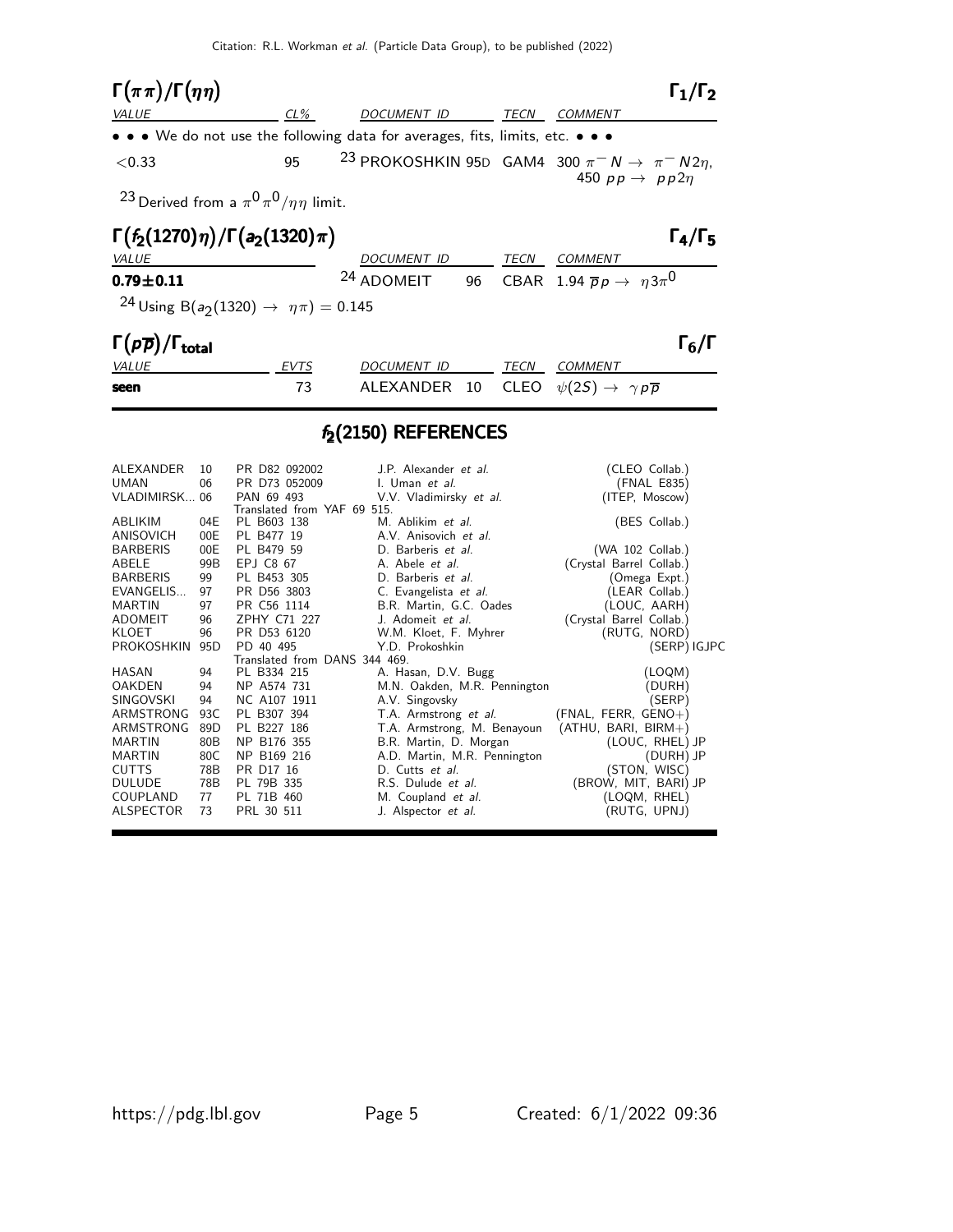### $\Gamma(\pi\pi)/\Gamma(\eta\eta)$ $\Gamma_1/\Gamma_2$

| VALUE | CL% | DOCUMENT ID | TECN | COMMENT |
|---|---|---|---|---|
| • • • We do not use the following data for averages, fits, limits, etc. • • • | | | | |
| $<0.33$ | 95 | [23] PROKOSHKIN 95D | GAM4 | 300 $\pi^- N \to \pi^- N 2\eta$, 450 $pp \to pp2\eta$ |

[23] Derived from a $\pi^0\pi^0/\eta\eta$ limit.

### $\Gamma(f_2(1270)\eta)/\Gamma(a_2(1320)\pi)$ $\Gamma_4/\Gamma_5$

| VALUE | DOCUMENT ID | | TECN | COMMENT |
|---|---|---|---|---|
| **0.79±0.11** | [24] ADOMEIT | 96 | CBAR | 1.94 $\overline{p}p \to \eta 3\pi^0$ |

[24] Using B($a_2(1320) \to \eta\pi$) = 0.145

### $\Gamma(p\overline{p})/\Gamma_{\text{total}}$ $\Gamma_6/\Gamma$

| VALUE | EVTS | DOCUMENT ID | | TECN | COMMENT |
|---|---|---|---|---|---|
| **seen** | 73 | ALEXANDER | 10 | CLEO | $\psi(2S) \to \gamma p\overline{p}$ |

## $f_2(2150)$ REFERENCES

| | | | | |
|---|---|---|---|---|
| ALEXANDER | 10 | PR D82 092002 | J.P. Alexander *et al.* | (CLEO Collab.) |
| UMAN | 06 | PR D73 052009 | I. Uman *et al.* | (FNAL E835) |
| VLADIMIRSK... | 06 | PAN 69 493 | V.V. Vladimirsky *et al.* | (ITEP, Moscow) |
| | | Translated from YAF 69 515. | | |
| ABLIKIM | 04E | PL B603 138 | M. Ablikim *et al.* | (BES Collab.) |
| ANISOVICH | 00E | PL B477 19 | A.V. Anisovich *et al.* | |
| BARBERIS | 00E | PL B479 59 | D. Barberis *et al.* | (WA 102 Collab.) |
| ABELE | 99B | EPJ C8 67 | A. Abele *et al.* | (Crystal Barrel Collab.) |
| BARBERIS | 99 | PL B453 305 | D. Barberis *et al.* | (Omega Expt.) |
| EVANGELIS... | 97 | PR D56 3803 | C. Evangelista *et al.* | (LEAR Collab.) |
| MARTIN | 97 | PR C56 1114 | B.R. Martin, G.C. Oades | (LOUC, AARH) |
| ADOMEIT | 96 | ZPHY C71 227 | J. Adomeit *et al.* | (Crystal Barrel Collab.) |
| KLOET | 96 | PR D53 6120 | W.M. Kloet, F. Myhrer | (RUTG, NORD) |
| PROKOSHKIN | 95D | PD 40 495 | Y.D. Prokoshkin | (SERP) IGJPC |
| | | Translated from DANS 344 469. | | |
| HASAN | 94 | PL B334 215 | A. Hasan, D.V. Bugg | (LOQM) |
| OAKDEN | 94 | NP A574 731 | M.N. Oakden, M.R. Pennington | (DURH) |
| SINGOVSKI | 94 | NC A107 1911 | A.V. Singovsky | (SERP) |
| ARMSTRONG | 93C | PL B307 394 | T.A. Armstrong *et al.* | (FNAL, FERR, GENO+) |
| ARMSTRONG | 89D | PL B227 186 | T.A. Armstrong, M. Benayoun | (ATHU, BARI, BIRM+) |
| MARTIN | 80B | NP B176 355 | B.R. Martin, D. Morgan | (LOUC, RHEL) JP |
| MARTIN | 80C | NP B169 216 | A.D. Martin, M.R. Pennington | (DURH) JP |
| CUTTS | 78B | PR D17 16 | D. Cutts *et al.* | (STON, WISC) |
| DULUDE | 78B | PL 79B 335 | R.S. Dulude *et al.* | (BROW, MIT, BARI) JP |
| COUPLAND | 77 | PL 71B 460 | M. Coupland *et al.* | (LOQM, RHEL) |
| ALSPECTOR | 73 | PRL 30 511 | J. Alspector *et al.* | (RUTG, UPNJ) |